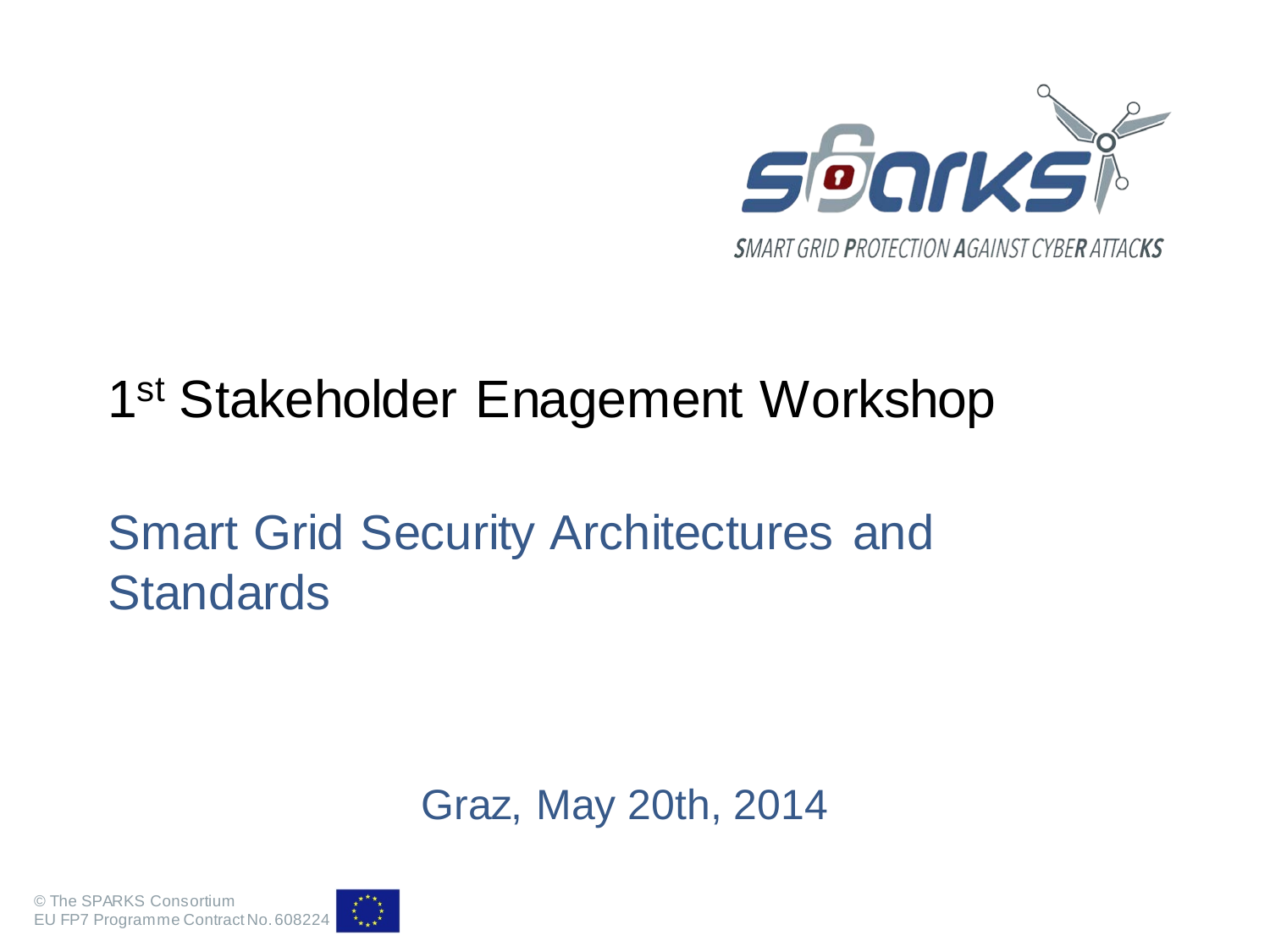SMART GRID PROTECTION AGAINST CYBER ATTACKS

# 1st Stakeholder Enagement Workshop

## Smart Grid Security Architectures and Standards

Graz, May 20th, 2014

© The SPARKS Consortium
EU FP7 Programme Contract No. 608224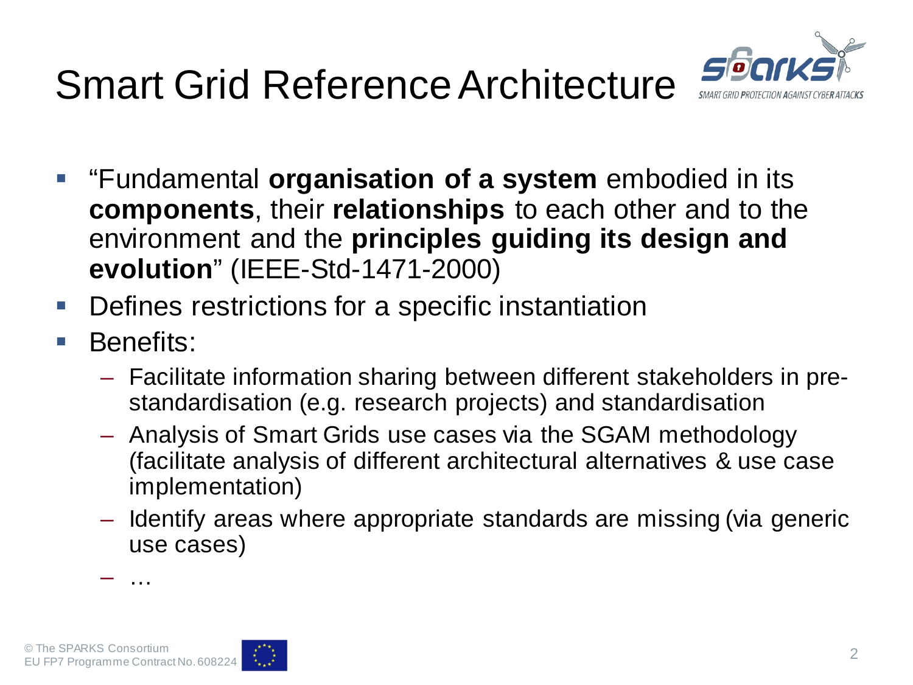# Smart Grid Reference Architecture

- "Fundamental **organisation of a system** embodied in its **components**, their **relationships** to each other and to the environment and the **principles guiding its design and evolution**" (IEEE-Std-1471-2000)
- Defines restrictions for a specific instantiation
- Benefits:
  - Facilitate information sharing between different stakeholders in pre-standardisation (e.g. research projects) and standardisation
  - Analysis of Smart Grids use cases via the SGAM methodology (facilitate analysis of different architectural alternatives & use case implementation)
  - Identify areas where appropriate standards are missing (via generic use cases)
  - …

© The SPARKS Consortium
EU FP7 Programme Contract No. 608224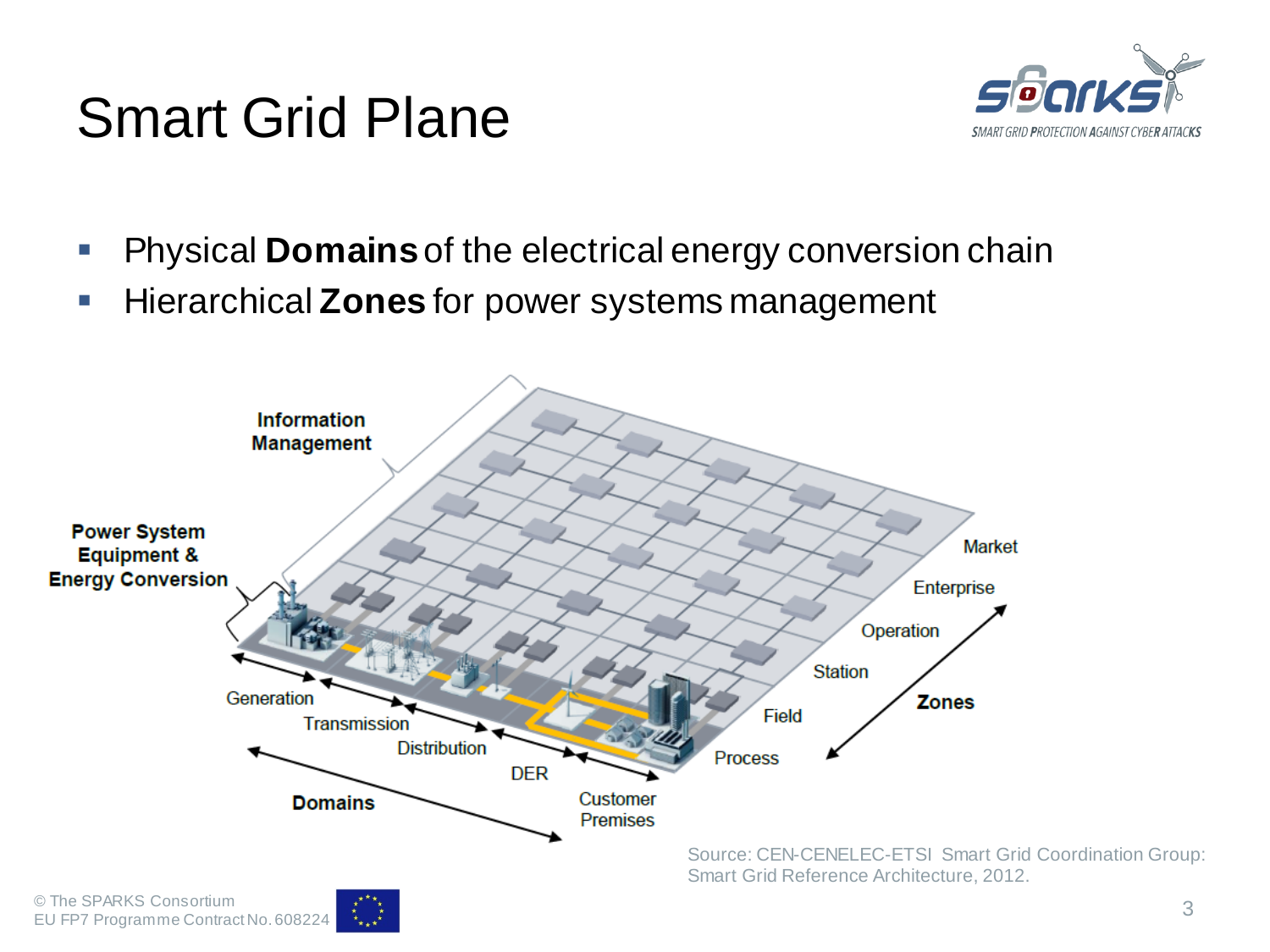# Smart Grid Plane

- Physical **Domains** of the electrical energy conversion chain
- Hierarchical **Zones** for power systems management

Information Management

Power System Equipment & Energy Conversion

Generation, Transmission, Distribution, DER, Customer Premises — **Domains**

Process, Field, Station, Operation, Enterprise, Market — **Zones**

Source: CEN-CENELEC-ETSI Smart Grid Coordination Group: Smart Grid Reference Architecture, 2012.

© The SPARKS Consortium
EU FP7 Programme Contract No. 608224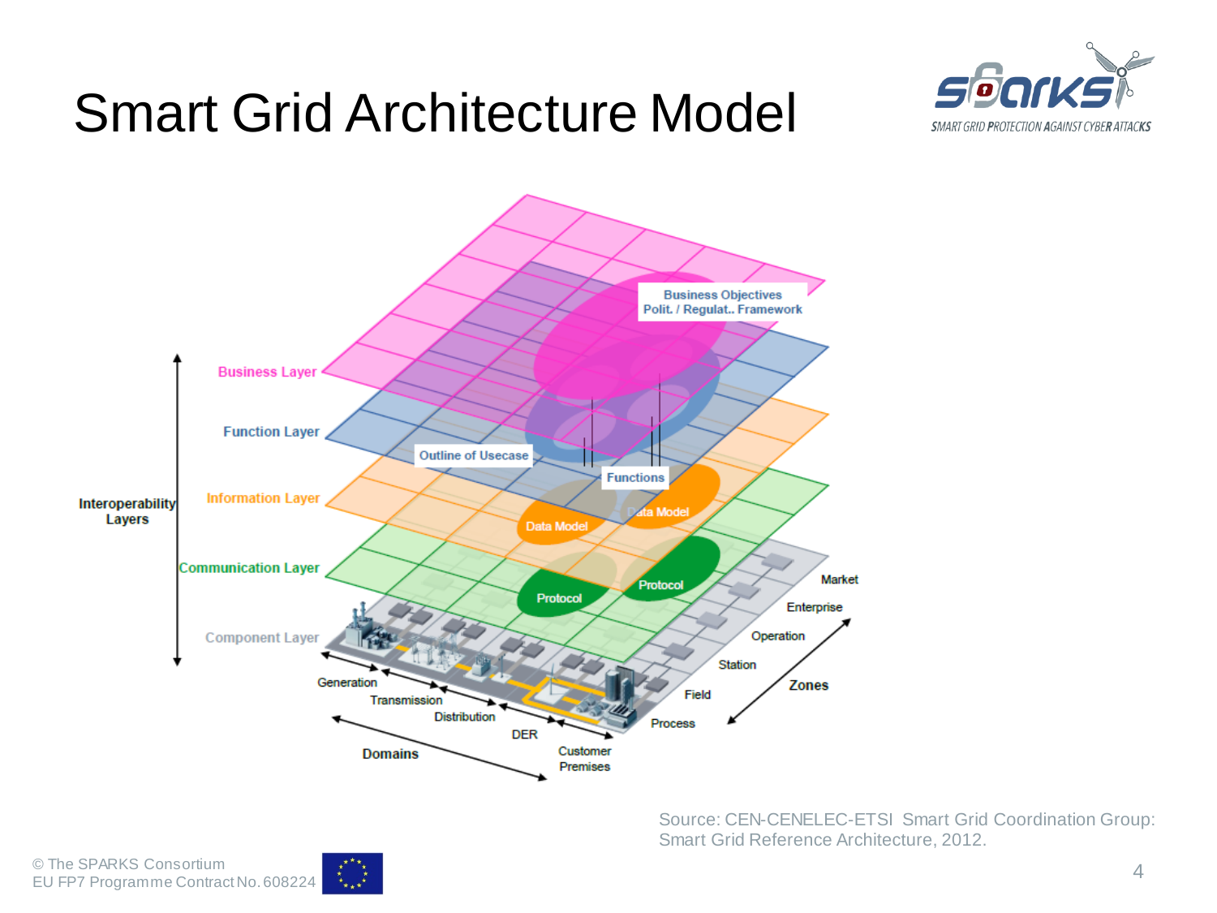# Smart Grid Architecture Model

Business Objectives
Polit. / Regulat.. Framework

Business Layer

Function Layer

Outline of Usecase

Functions

Interoperability Layers

Information Layer

Data Model

Data Model

Communication Layer

Protocol

Protocol

Component Layer

Market

Enterprise

Operation

Station

Field

Process

Zones

Generation

Transmission

Distribution

DER

Customer Premises

Domains

Source: CEN-CENELEC-ETSI Smart Grid Coordination Group: Smart Grid Reference Architecture, 2012.

© The SPARKS Consortium
EU FP7 Programme Contract No. 608224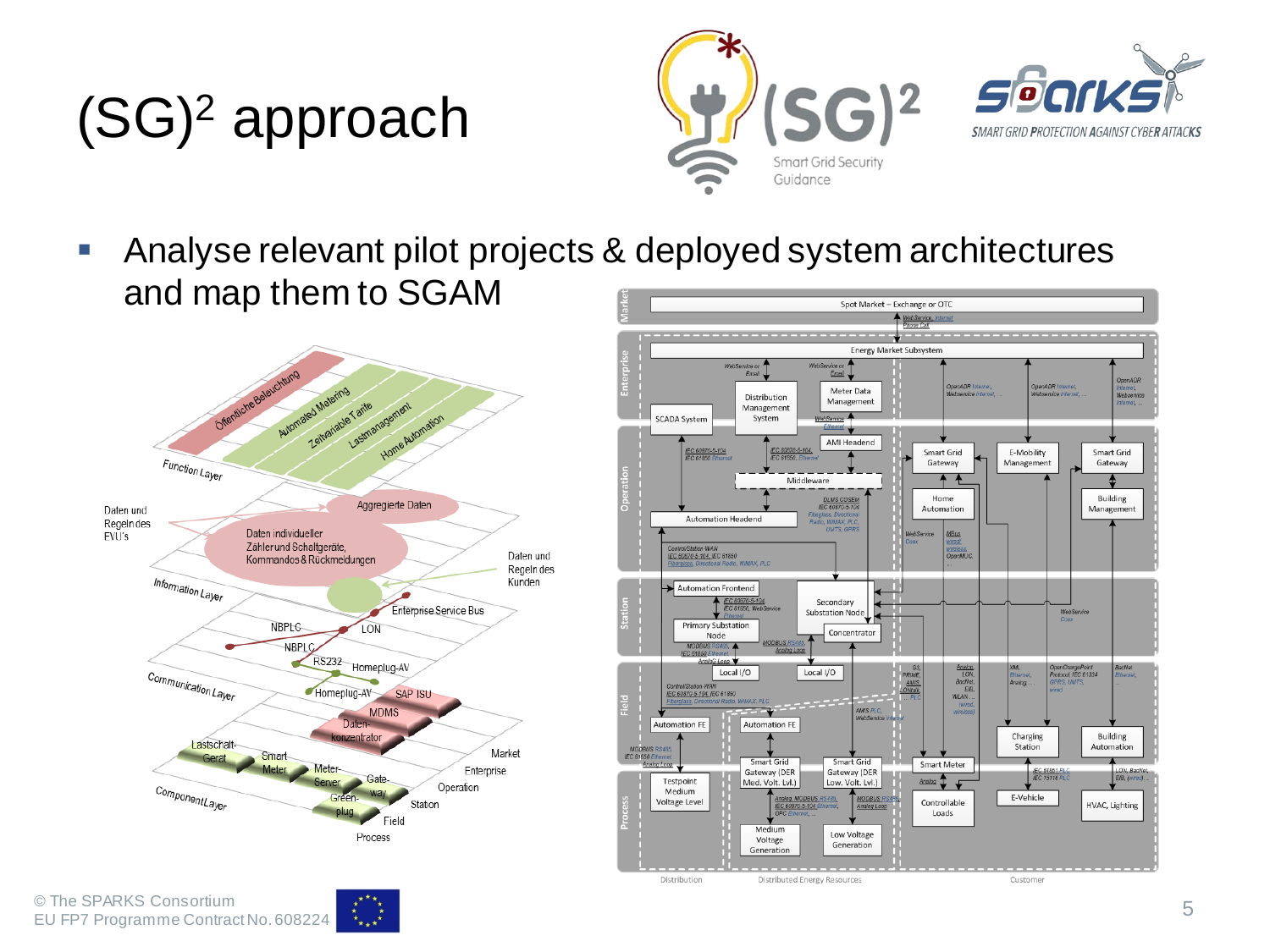# $(SG)^2$ approach

- Analyse relevant pilot projects & deployed system architectures and map them to SGAM

© The SPARKS Consortium
EU FP7 Programme Contract No. 608224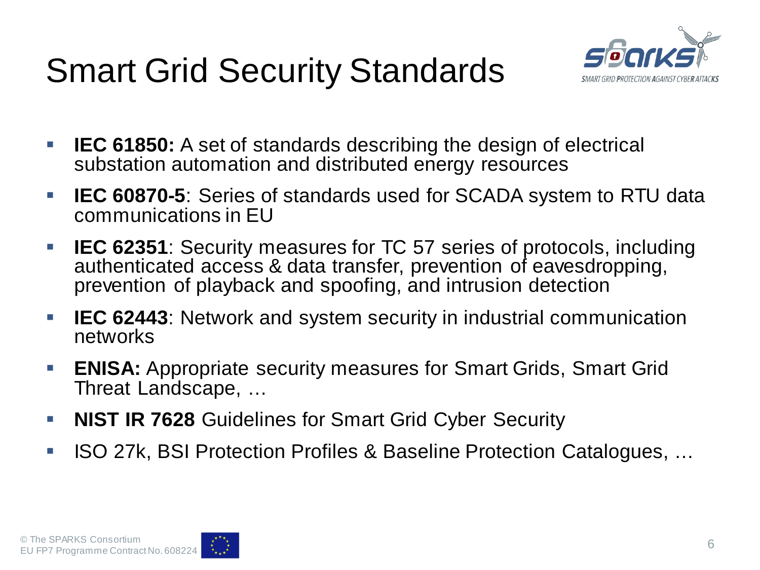# Smart Grid Security Standards

- **IEC 61850:** A set of standards describing the design of electrical substation automation and distributed energy resources
- **IEC 60870-5**: Series of standards used for SCADA system to RTU data communications in EU
- **IEC 62351**: Security measures for TC 57 series of protocols, including authenticated access & data transfer, prevention of eavesdropping, prevention of playback and spoofing, and intrusion detection
- **IEC 62443**: Network and system security in industrial communication networks
- **ENISA:** Appropriate security measures for Smart Grids, Smart Grid Threat Landscape, …
- **NIST IR 7628** Guidelines for Smart Grid Cyber Security
- ISO 27k, BSI Protection Profiles & Baseline Protection Catalogues, …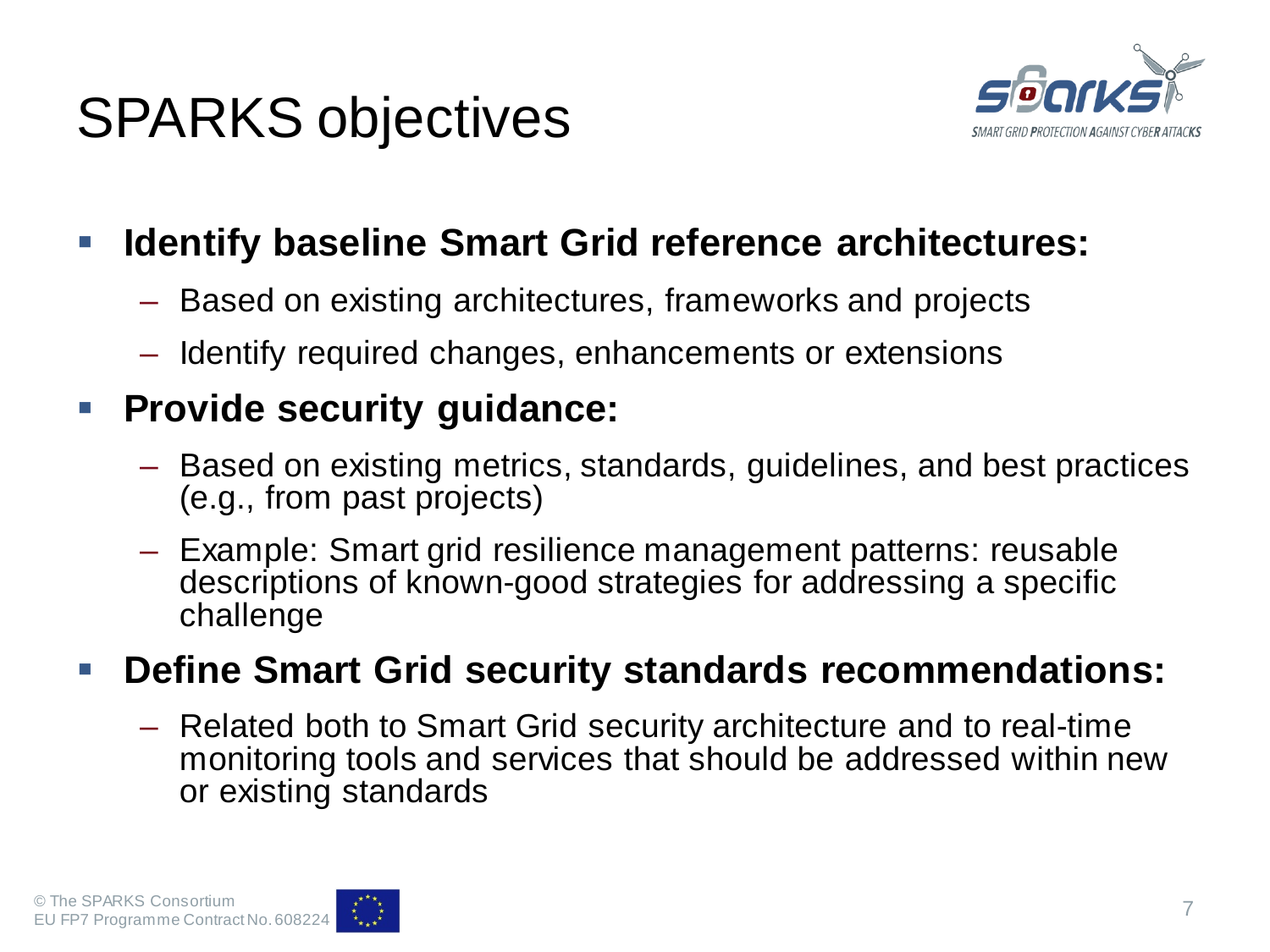# SPARKS objectives

- **Identify baseline Smart Grid reference architectures:**
  - Based on existing architectures, frameworks and projects
  - Identify required changes, enhancements or extensions
- **Provide security guidance:**
  - Based on existing metrics, standards, guidelines, and best practices (e.g., from past projects)
  - Example: Smart grid resilience management patterns: reusable descriptions of known-good strategies for addressing a specific challenge
- **Define Smart Grid security standards recommendations:**
  - Related both to Smart Grid security architecture and to real-time monitoring tools and services that should be addressed within new or existing standards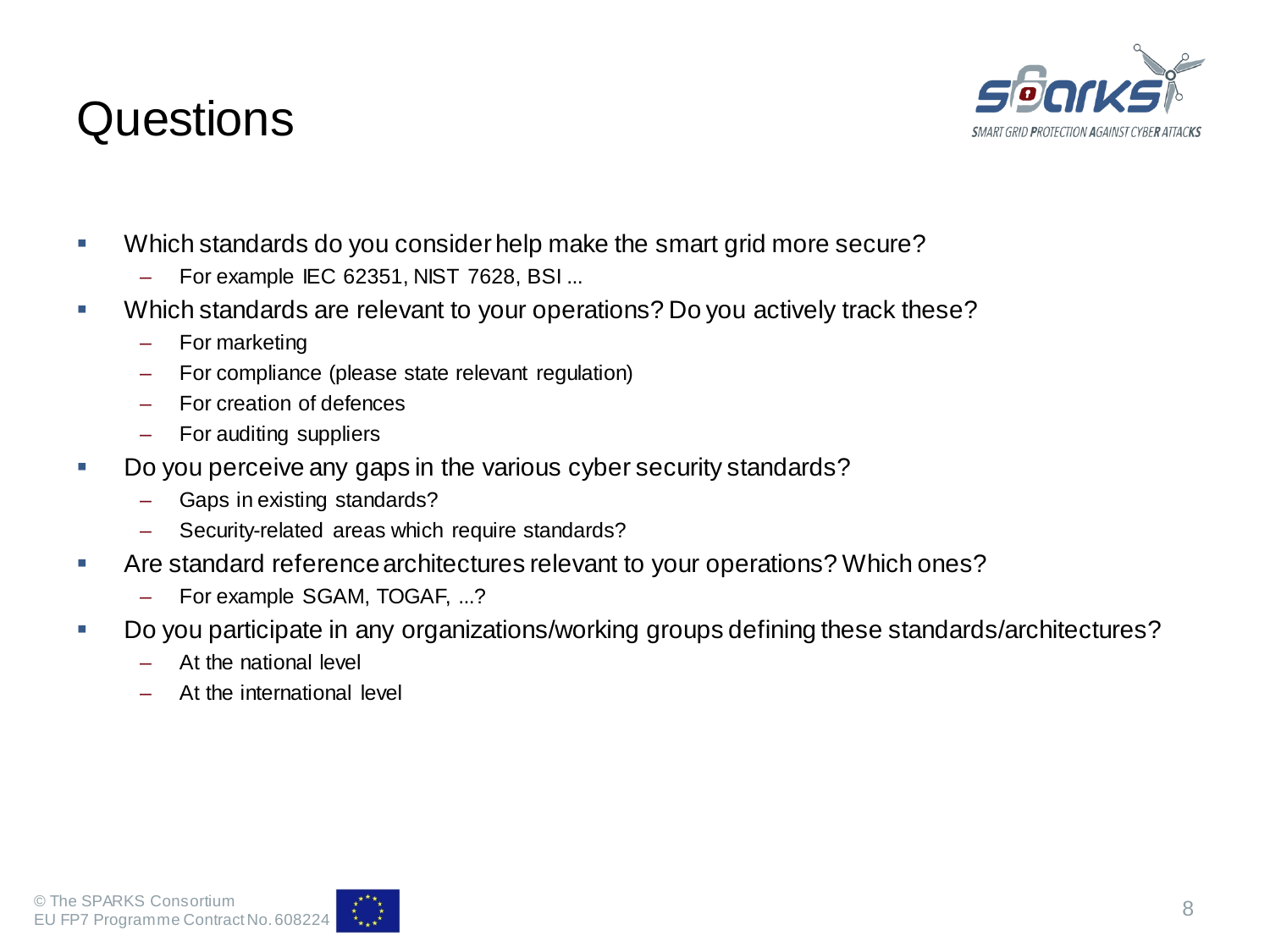# Questions

- Which standards do you consider help make the smart grid more secure?
  - For example IEC 62351, NIST 7628, BSI ...
- Which standards are relevant to your operations? Do you actively track these?
  - For marketing
  - For compliance (please state relevant regulation)
  - For creation of defences
  - For auditing suppliers
- Do you perceive any gaps in the various cyber security standards?
  - Gaps in existing standards?
  - Security-related areas which require standards?
- Are standard reference architectures relevant to your operations? Which ones?
  - For example SGAM, TOGAF, ...?
- Do you participate in any organizations/working groups defining these standards/architectures?
  - At the national level
  - At the international level